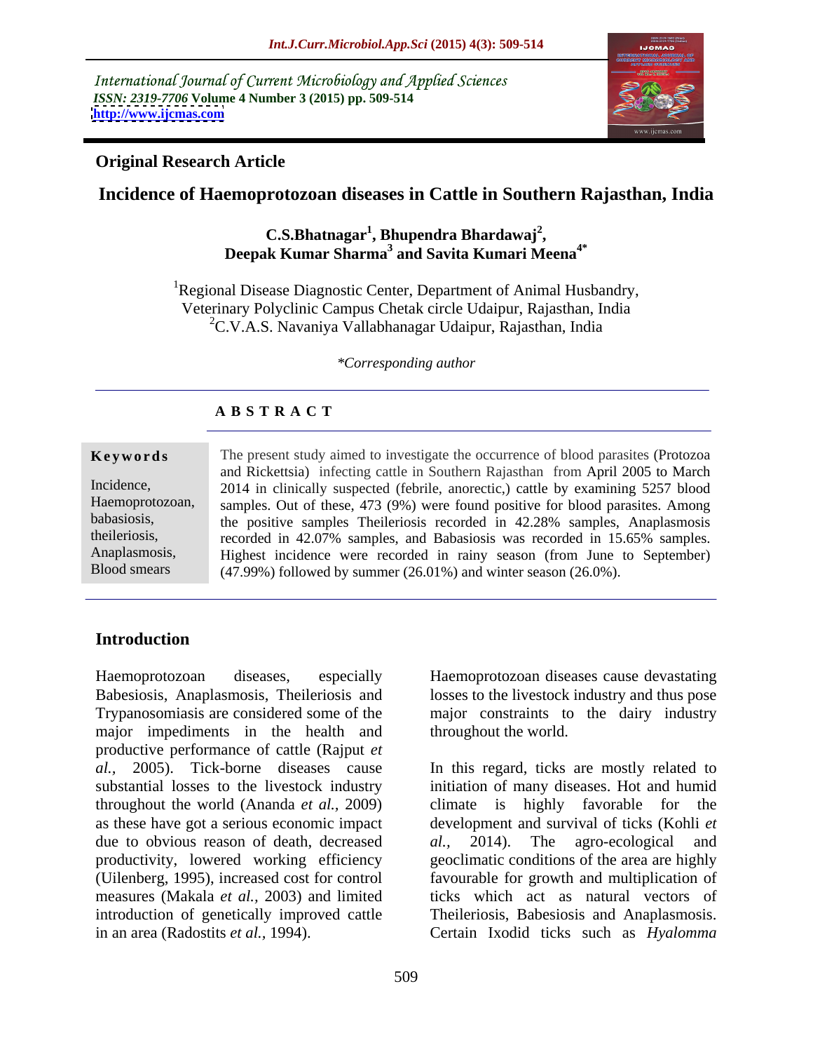International Journal of Current Microbiology and Applied Sciences
*ISSN: 2319-7706* **Volume 4 Number 3 (2015) pp. 509-514**
**http://www.ijcmas.com**

**Original Research Article**

# Incidence of Haemoprotozoan diseases in Cattle in Southern Rajasthan, India

**C.S.Bhatnagar[1], Bhupendra Bhardawaj[2], Deepak Kumar Sharma[3] and Savita Kumari Meena[4*]**

[1]Regional Disease Diagnostic Center, Department of Animal Husbandry, Veterinary Polyclinic Campus Chetak circle Udaipur, Rajasthan, India
[2]C.V.A.S. Navaniya Vallabhanagar Udaipur, Rajasthan, India

*\*Corresponding author*

## A B S T R A C T

**Keywords**

Incidence, Haemoprotozoan, babasiosis, theileriosis, Anaplasmosis, Blood smears

The present study aimed to investigate the occurrence of blood parasites (Protozoa and Rickettsia) infecting cattle in Southern Rajasthan from April 2005 to March 2014 in clinically suspected (febrile, anorectic,) cattle by examining 5257 blood samples. Out of these, 473 (9%) were found positive for blood parasites. Among the positive samples Theileriosis recorded in 42.28% samples, Anaplasmosis recorded in 42.07% samples, and Babasiosis was recorded in 15.65% samples. Highest incidence were recorded in rainy season (from June to September) (47.99%) followed by summer (26.01%) and winter season (26.0%).

## Introduction

Haemoprotozoan diseases, especially Babesiosis, Anaplasmosis, Theileriosis and Trypanosomiasis are considered some of the major impediments in the health and productive performance of cattle (Rajput *et al.,* 2005). Tick-borne diseases cause substantial losses to the livestock industry throughout the world (Ananda *et al.,* 2009) as these have got a serious economic impact due to obvious reason of death, decreased productivity, lowered working efficiency (Uilenberg, 1995), increased cost for control measures (Makala *et al.,* 2003) and limited introduction of genetically improved cattle in an area (Radostits *et al.,* 1994).

Haemoprotozoan diseases cause devastating losses to the livestock industry and thus pose major constraints to the dairy industry throughout the world.

In this regard, ticks are mostly related to initiation of many diseases. Hot and humid climate is highly favorable for the development and survival of ticks (Kohli *et al.,* 2014). The agro-ecological and geoclimatic conditions of the area are highly favourable for growth and multiplication of ticks which act as natural vectors of Theileriosis, Babesiosis and Anaplasmosis. Certain Ixodid ticks such as *Hyalomma*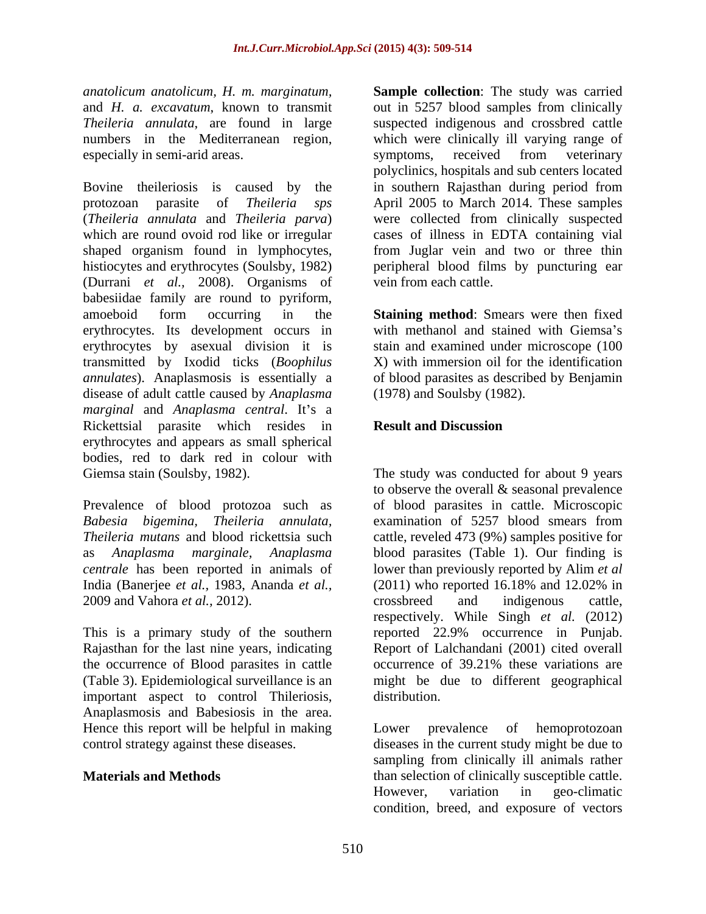*anatolicum anatolicum*, *H. m. marginatum*, and *H. a. excavatum*, known to transmit *Theileria annulata*, are found in large numbers in the Mediterranean region, especially in semi-arid areas.

Bovine theileriosis is caused by the protozoan parasite of *Theileria sps* (*Theileria annulata* and *Theileria parva*) which are round ovoid rod like or irregular shaped organism found in lymphocytes, histiocytes and erythrocytes (Soulsby, 1982) (Durrani *et al.,* 2008). Organisms of babesiidae family are round to pyriform, amoeboid form occurring in the erythrocytes. Its development occurs in erythrocytes by asexual division it is transmitted by Ixodid ticks (*Boophilus annulates*). Anaplasmosis is essentially a disease of adult cattle caused by *Anaplasma marginal* and *Anaplasma central*. It's a Rickettsial parasite which resides in erythrocytes and appears as small spherical bodies, red to dark red in colour with Giemsa stain (Soulsby, 1982).

Prevalence of blood protozoa such as *Babesia bigemina*, *Theileria annulata*, *Theileria mutans* and blood rickettsia such as *Anaplasma marginale*, *Anaplasma centrale* has been reported in animals of India (Banerjee *et al.,* 1983, Ananda *et al.,* 2009 and Vahora *et al.,* 2012).

This is a primary study of the southern Rajasthan for the last nine years, indicating the occurrence of Blood parasites in cattle (Table 3). Epidemiological surveillance is an important aspect to control Thileriosis, Anaplasmosis and Babesiosis in the area. Hence this report will be helpful in making control strategy against these diseases.

## Materials and Methods

**Sample collection**: The study was carried out in 5257 blood samples from clinically suspected indigenous and crossbred cattle which were clinically ill varying range of symptoms, received from veterinary polyclinics, hospitals and sub centers located in southern Rajasthan during period from April 2005 to March 2014. These samples were collected from clinically suspected cases of illness in EDTA containing vial from Juglar vein and two or three thin peripheral blood films by puncturing ear vein from each cattle.

**Staining method**: Smears were then fixed with methanol and stained with Giemsa's stain and examined under microscope (100 X) with immersion oil for the identification of blood parasites as described by Benjamin (1978) and Soulsby (1982).

## Result and Discussion

The study was conducted for about 9 years to observe the overall & seasonal prevalence of blood parasites in cattle. Microscopic examination of 5257 blood smears from cattle, reveled 473 (9%) samples positive for blood parasites (Table 1). Our finding is lower than previously reported by Alim *et al* (2011) who reported 16.18% and 12.02% in crossbreed and indigenous cattle, respectively. While Singh *et al.* (2012) reported 22.9% occurrence in Punjab. Report of Lalchandani (2001) cited overall occurrence of 39.21% these variations are might be due to different geographical distribution.

Lower prevalence of hemoprotozoan diseases in the current study might be due to sampling from clinically ill animals rather than selection of clinically susceptible cattle. However, variation in geo-climatic condition, breed, and exposure of vectors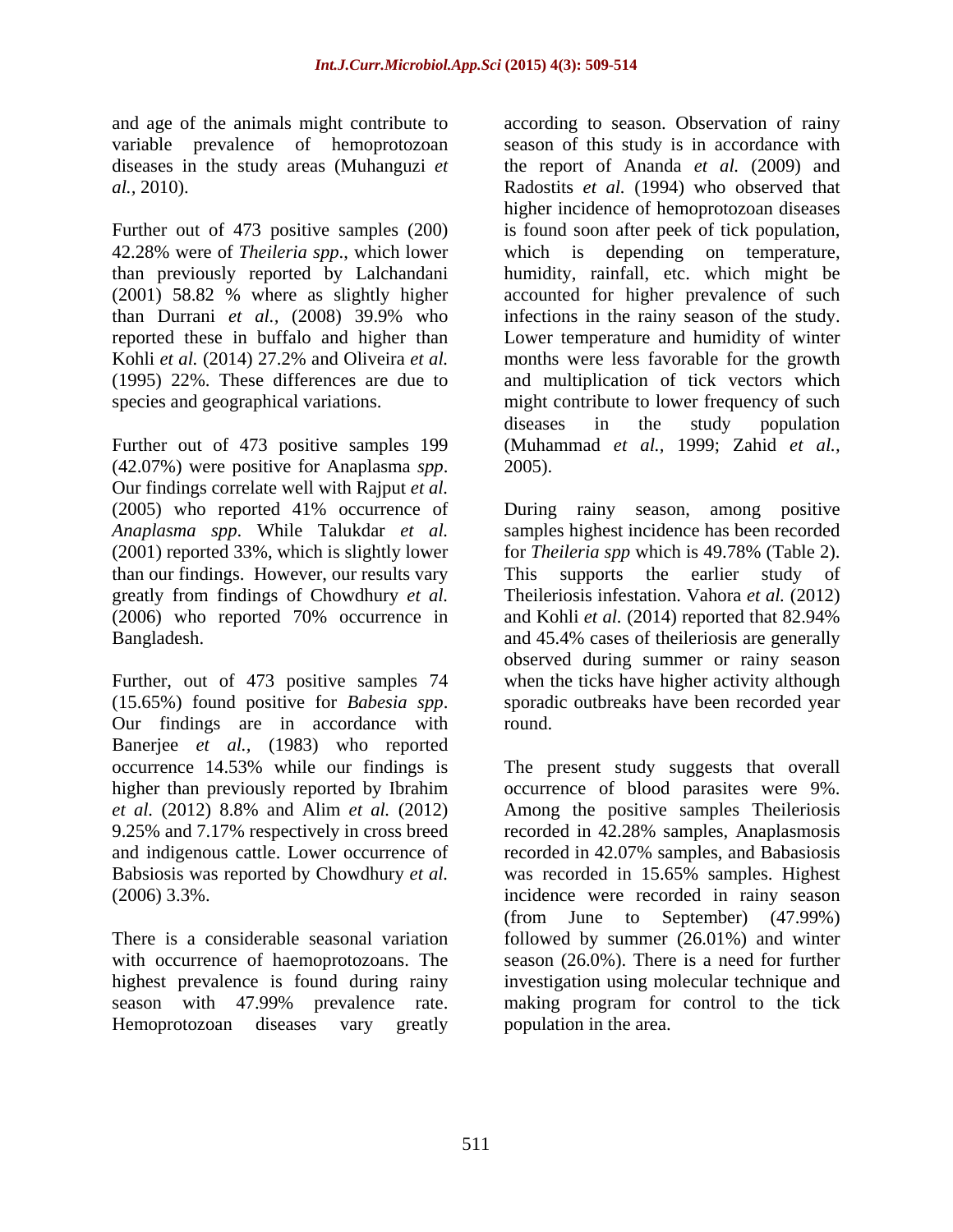and age of the animals might contribute to variable prevalence of hemoprotozoan diseases in the study areas (Muhanguzi *et al.,* 2010).

Further out of 473 positive samples (200) 42.28% were of *Theileria spp*., which lower than previously reported by Lalchandani (2001) 58.82 % where as slightly higher than Durrani *et al.,* (2008) 39.9% who reported these in buffalo and higher than Kohli *et al.* (2014) 27.2% and Oliveira *et al.* (1995) 22%. These differences are due to species and geographical variations.

Further out of 473 positive samples 199 (42.07%) were positive for Anaplasma *spp*. Our findings correlate well with Rajput *et al.* (2005) who reported 41% occurrence of *Anaplasma spp*. While Talukdar *et al.* (2001) reported 33%, which is slightly lower than our findings. However, our results vary greatly from findings of Chowdhury *et al.* (2006) who reported 70% occurrence in Bangladesh.

Further, out of 473 positive samples 74 (15.65%) found positive for *Babesia spp*. Our findings are in accordance with Banerjee *et al.,* (1983) who reported occurrence 14.53% while our findings is higher than previously reported by Ibrahim *et al.* (2012) 8.8% and Alim *et al.* (2012) 9.25% and 7.17% respectively in cross breed and indigenous cattle. Lower occurrence of Babsiosis was reported by Chowdhury *et al.* (2006) 3.3%.

There is a considerable seasonal variation with occurrence of haemoprotozoans. The highest prevalence is found during rainy season with 47.99% prevalence rate. Hemoprotozoan diseases vary greatly according to season. Observation of rainy season of this study is in accordance with the report of Ananda *et al.* (2009) and Radostits *et al.* (1994) who observed that higher incidence of hemoprotozoan diseases is found soon after peek of tick population, which is depending on temperature, humidity, rainfall, etc. which might be accounted for higher prevalence of such infections in the rainy season of the study. Lower temperature and humidity of winter months were less favorable for the growth and multiplication of tick vectors which might contribute to lower frequency of such diseases in the study population (Muhammad *et al.,* 1999; Zahid *et al.,* 2005).

During rainy season, among positive samples highest incidence has been recorded for *Theileria spp* which is 49.78% (Table 2). This supports the earlier study of Theileriosis infestation. Vahora *et al.* (2012) and Kohli *et al.* (2014) reported that 82.94% and 45.4% cases of theileriosis are generally observed during summer or rainy season when the ticks have higher activity although sporadic outbreaks have been recorded year round.

The present study suggests that overall occurrence of blood parasites were 9%. Among the positive samples Theileriosis recorded in 42.28% samples, Anaplasmosis recorded in 42.07% samples, and Babasiosis was recorded in 15.65% samples. Highest incidence were recorded in rainy season (from June to September) (47.99%) followed by summer (26.01%) and winter season (26.0%). There is a need for further investigation using molecular technique and making program for control to the tick population in the area.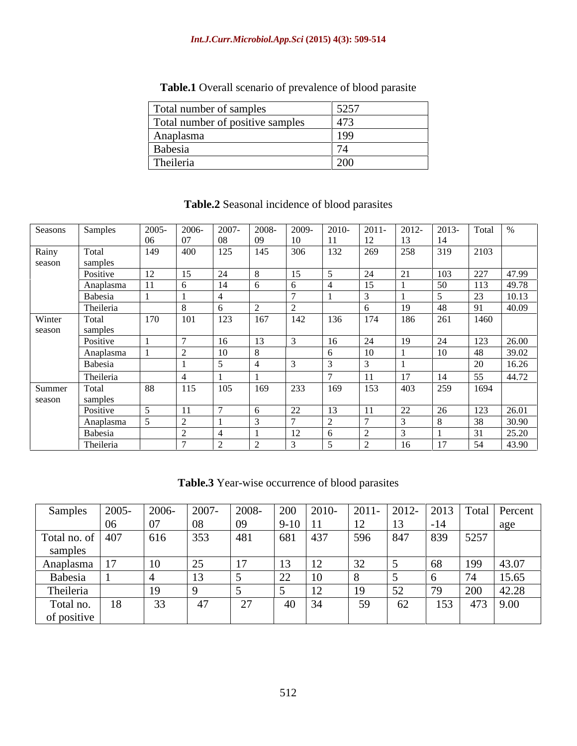**Table.1** Overall scenario of prevalence of blood parasite

| Total number of samples | 5257 |
|---|---|
| Total number of positive samples | 473 |
| Anaplasma | 199 |
| Babesia | 74 |
| Theileria | 200 |

**Table.2** Seasonal incidence of blood parasites

| Seasons | Samples | 2005-06 | 2006-07 | 2007-08 | 2008-09 | 2009-10 | 2010-11 | 2011-12 | 2012-13 | 2013-14 | Total | % |
|---|---|---|---|---|---|---|---|---|---|---|---|---|
| Rainy season | Total samples | 149 | 400 | 125 | 145 | 306 | 132 | 269 | 258 | 319 | 2103 | |
| | Positive | 12 | 15 | 24 | 8 | 15 | 5 | 24 | 21 | 103 | 227 | 47.99 |
| | Anaplasma | 11 | 6 | 14 | 6 | 6 | 4 | 15 | 1 | 50 | 113 | 49.78 |
| | Babesia | 1 | 1 | 4 | | 7 | 1 | 3 | 1 | 5 | 23 | 10.13 |
| | Theileria | | 8 | 6 | 2 | 2 | | 6 | 19 | 48 | 91 | 40.09 |
| Winter season | Total samples | 170 | 101 | 123 | 167 | 142 | 136 | 174 | 186 | 261 | 1460 | |
| | Positive | 1 | 7 | 16 | 13 | 3 | 16 | 24 | 19 | 24 | 123 | 26.00 |
| | Anaplasma | 1 | 2 | 10 | 8 | | 6 | 10 | 1 | 10 | 48 | 39.02 |
| | Babesia | | 1 | 5 | 4 | 3 | 3 | 3 | 1 | | 20 | 16.26 |
| | Theileria | | 4 | 1 | 1 | | 7 | 11 | 17 | 14 | 55 | 44.72 |
| Summer season | Total samples | 88 | 115 | 105 | 169 | 233 | 169 | 153 | 403 | 259 | 1694 | |
| | Positive | 5 | 11 | 7 | 6 | 22 | 13 | 11 | 22 | 26 | 123 | 26.01 |
| | Anaplasma | 5 | 2 | 1 | 3 | 7 | 2 | 7 | 3 | 8 | 38 | 30.90 |
| | Babesia | | 2 | 4 | 1 | 12 | 6 | 2 | 3 | 1 | 31 | 25.20 |
| | Theileria | | 7 | 2 | 2 | 3 | 5 | 2 | 16 | 17 | 54 | 43.90 |

**Table.3** Year-wise occurrence of blood parasites

| Samples | 2005-06 | 2006-07 | 2007-08 | 2008-09 | 2009-10 | 2010-11 | 2011-12 | 2012-13 | 2013-14 | Total | Percentage |
|---|---|---|---|---|---|---|---|---|---|---|---|
| Total no. of samples | 407 | 616 | 353 | 481 | 681 | 437 | 596 | 847 | 839 | 5257 | |
| Anaplasma | 17 | 10 | 25 | 17 | 13 | 12 | 32 | 5 | 68 | 199 | 43.07 |
| Babesia | 1 | 4 | 13 | 5 | 22 | 10 | 8 | 5 | 6 | 74 | 15.65 |
| Theileria | | 19 | 9 | 5 | 5 | 12 | 19 | 52 | 79 | 200 | 42.28 |
| Total no. of positive | 18 | 33 | 47 | 27 | 40 | 34 | 59 | 62 | 153 | 473 | 9.00 |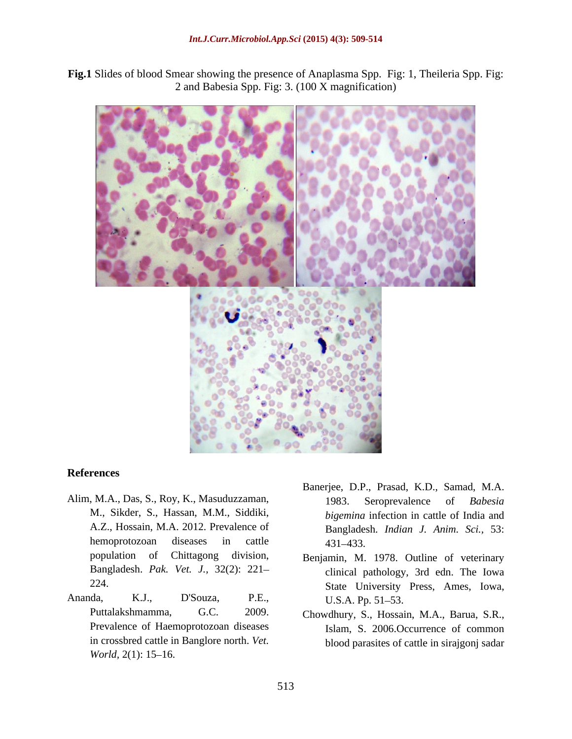**Fig.1** Slides of blood Smear showing the presence of Anaplasma Spp. Fig: 1, Theileria Spp. Fig: 2 and Babesia Spp. Fig: 3. (100 X magnification)

## References

Alim, M.A., Das, S., Roy, K., Masuduzzaman, M., Sikder, S., Hassan, M.M., Siddiki, A.Z., Hossain, M.A. 2012. Prevalence of hemoprotozoan diseases in cattle population of Chittagong division, Bangladesh. *Pak. Vet. J.,* 32(2): 221–224.

Ananda, K.J., D'Souza, P.E., Puttalakshmamma, G.C. 2009. Prevalence of Haemoprotozoan diseases in crossbred cattle in Banglore north. *Vet. World,* 2(1): 15–16.

Banerjee, D.P., Prasad, K.D., Samad, M.A. 1983. Seroprevalence of *Babesia bigemina* infection in cattle of India and Bangladesh. *Indian J. Anim. Sci.,* 53: 431–433.

Benjamin, M. 1978. Outline of veterinary clinical pathology, 3rd edn. The Iowa State University Press, Ames, Iowa, U.S.A. Pp. 51–53.

Chowdhury, S., Hossain, M.A., Barua, S.R., Islam, S. 2006.Occurrence of common blood parasites of cattle in sirajgonj sadar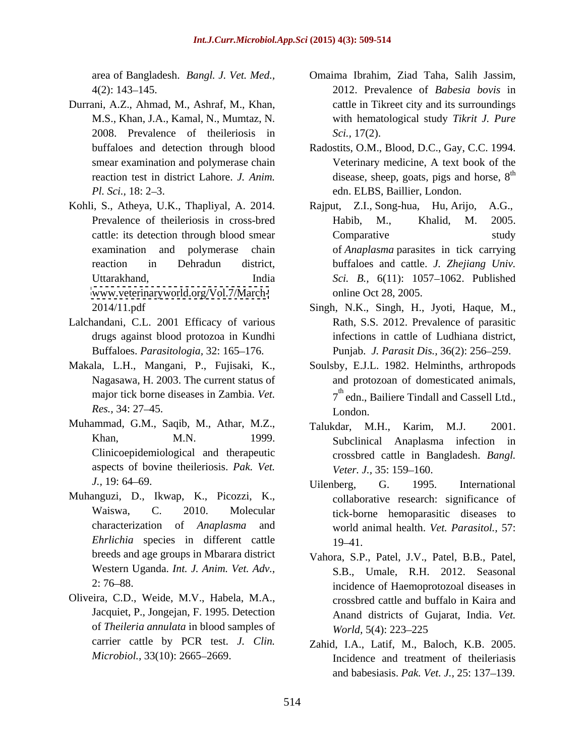area of Bangladesh. *Bangl. J. Vet. Med.,* 4(2): 143–145.

Durrani, A.Z., Ahmad, M., Ashraf, M., Khan, M.S., Khan, J.A., Kamal, N., Mumtaz, N. 2008. Prevalence of theileriosis in buffaloes and detection through blood smear examination and polymerase chain reaction test in district Lahore. *J. Anim. Pl. Sci.,* 18: 2–3.

Kohli, S., Atheya, U.K., Thapliyal, A. 2014. Prevalence of theileriosis in cross-bred cattle: its detection through blood smear examination and polymerase chain reaction in Dehradun district, Uttarakhand, India www.veterinaryworld.org/Vol.7/March-2014/11.pdf

Lalchandani, C.L. 2001 Efficacy of various drugs against blood protozoa in Kundhi Buffaloes. *Parasitologia,* 32: 165–176.

Makala, L.H., Mangani, P., Fujisaki, K., Nagasawa, H. 2003. The current status of major tick borne diseases in Zambia. *Vet. Res.,* 34: 27–45.

Muhammad, G.M., Saqib, M., Athar, M.Z., Khan, M.N. 1999. Clinicoepidemiological and therapeutic aspects of bovine theileriosis. *Pak. Vet. J.,* 19: 64–69.

Muhanguzi, D., Ikwap, K., Picozzi, K., Waiswa, C. 2010. Molecular characterization of *Anaplasma* and *Ehrlichia* species in different cattle breeds and age groups in Mbarara district Western Uganda. *Int. J. Anim. Vet. Adv.,* 2: 76–88.

Oliveira, C.D., Weide, M.V., Habela, M.A., Jacquiet, P., Jongejan, F. 1995. Detection of *Theileria annulata* in blood samples of carrier cattle by PCR test. *J. Clin. Microbiol.,* 33(10): 2665–2669.

Omaima Ibrahim, Ziad Taha, Salih Jassim, 2012. Prevalence of *Babesia bovis* in cattle in Tikreet city and its surroundings with hematological study *Tikrit J. Pure Sci.,* 17(2).

Radostits, O.M., Blood, D.C., Gay, C.C. 1994. Veterinary medicine, A text book of the disease, sheep, goats, pigs and horse, 8th edn. ELBS, Baillier, London.

Rajput, Z.I., Song-hua, Hu, Arijo, A.G., Habib, M., Khalid, M. 2005. Comparative study of *Anaplasma* parasites in tick carrying buffaloes and cattle. *J. Zhejiang Univ. Sci. B.,* 6(11): 1057–1062. Published online Oct 28, 2005.

Singh, N.K., Singh, H., Jyoti, Haque, M., Rath, S.S. 2012. Prevalence of parasitic infections in cattle of Ludhiana district, Punjab. *J. Parasit Dis.,* 36(2): 256–259.

Soulsby, E.J.L. 1982. Helminths, arthropods and protozoan of domesticated animals, 7th edn., Bailiere Tindall and Cassell Ltd., London.

Talukdar, M.H., Karim, M.J. 2001. Subclinical Anaplasma infection in crossbred cattle in Bangladesh. *Bangl. Veter. J.,* 35: 159–160.

Uilenberg, G. 1995. International collaborative research: significance of tick-borne hemoparasitic diseases to world animal health. *Vet. Parasitol.,* 57: 19–41.

Vahora, S.P., Patel, J.V., Patel, B.B., Patel, S.B., Umale, R.H. 2012. Seasonal incidence of Haemoprotozoal diseases in crossbred cattle and buffalo in Kaira and Anand districts of Gujarat, India. *Vet. World,* 5(4): 223–225

Zahid, I.A., Latif, M., Baloch, K.B. 2005. Incidence and treatment of theileriasis and babesiasis. *Pak. Vet. J.,* 25: 137–139.